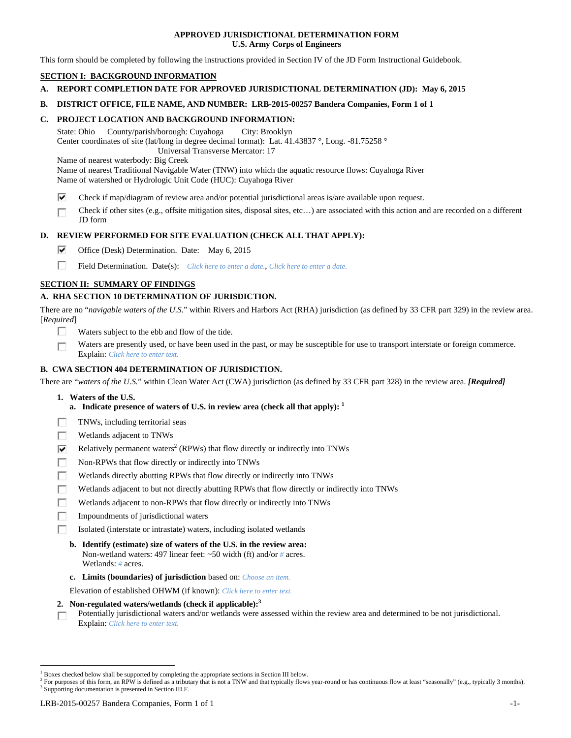**APPROVED JURISDICTIONAL DETERMINATION FORM**
**U.S. Army Corps of Engineers**

This form should be completed by following the instructions provided in Section IV of the JD Form Instructional Guidebook.

## SECTION I: BACKGROUND INFORMATION

**A. REPORT COMPLETION DATE FOR APPROVED JURISDICTIONAL DETERMINATION (JD): May 6, 2015**

**B. DISTRICT OFFICE, FILE NAME, AND NUMBER: LRB-2015-00257 Bandera Companies, Form 1 of 1**

**C. PROJECT LOCATION AND BACKGROUND INFORMATION:**

State: Ohio County/parish/borough: Cuyahoga City: Brooklyn
Center coordinates of site (lat/long in degree decimal format): Lat. 41.43837 °, Long. -81.75258 °
Universal Transverse Mercator: 17
Name of nearest waterbody: Big Creek
Name of nearest Traditional Navigable Water (TNW) into which the aquatic resource flows: Cuyahoga River
Name of watershed or Hydrologic Unit Code (HUC): Cuyahoga River

☑ Check if map/diagram of review area and/or potential jurisdictional areas is/are available upon request.
☐ Check if other sites (e.g., offsite mitigation sites, disposal sites, etc…) are associated with this action and are recorded on a different JD form

**D. REVIEW PERFORMED FOR SITE EVALUATION (CHECK ALL THAT APPLY):**

☑ Office (Desk) Determination. Date: May 6, 2015
☐ Field Determination. Date(s): *Click here to enter a date.*, *Click here to enter a date.*

## SECTION II: SUMMARY OF FINDINGS

**A. RHA SECTION 10 DETERMINATION OF JURISDICTION.**

There are no "*navigable waters of the U.S.*" within Rivers and Harbors Act (RHA) jurisdiction (as defined by 33 CFR part 329) in the review area. [*Required*]

☐ Waters subject to the ebb and flow of the tide.
☐ Waters are presently used, or have been used in the past, or may be susceptible for use to transport interstate or foreign commerce. Explain: *Click here to enter text.*

**B. CWA SECTION 404 DETERMINATION OF JURISDICTION.**

There are "*waters of the U.S.*" within Clean Water Act (CWA) jurisdiction (as defined by 33 CFR part 328) in the review area. ***[Required]***

**1. Waters of the U.S.**

**a. Indicate presence of waters of U.S. in review area (check all that apply):** [1]

☐ TNWs, including territorial seas
☐ Wetlands adjacent to TNWs
☑ Relatively permanent waters[2] (RPWs) that flow directly or indirectly into TNWs
☐ Non-RPWs that flow directly or indirectly into TNWs
☐ Wetlands directly abutting RPWs that flow directly or indirectly into TNWs
☐ Wetlands adjacent to but not directly abutting RPWs that flow directly or indirectly into TNWs
☐ Wetlands adjacent to non-RPWs that flow directly or indirectly into TNWs
☐ Impoundments of jurisdictional waters
☐ Isolated (interstate or intrastate) waters, including isolated wetlands

**b. Identify (estimate) size of waters of the U.S. in the review area:**
Non-wetland waters: 497 linear feet: ~50 width (ft) and/or # acres.
Wetlands: # acres.

**c. Limits (boundaries) of jurisdiction** based on: *Choose an item.*

Elevation of established OHWM (if known): *Click here to enter text.*

**2. Non-regulated waters/wetlands (check if applicable):**[3]

☐ Potentially jurisdictional waters and/or wetlands were assessed within the review area and determined to be not jurisdictional. Explain: *Click here to enter text.*

---

[1] Boxes checked below shall be supported by completing the appropriate sections in Section III below.
[2] For purposes of this form, an RPW is defined as a tributary that is not a TNW and that typically flows year-round or has continuous flow at least "seasonally" (e.g., typically 3 months).
[3] Supporting documentation is presented in Section III.F.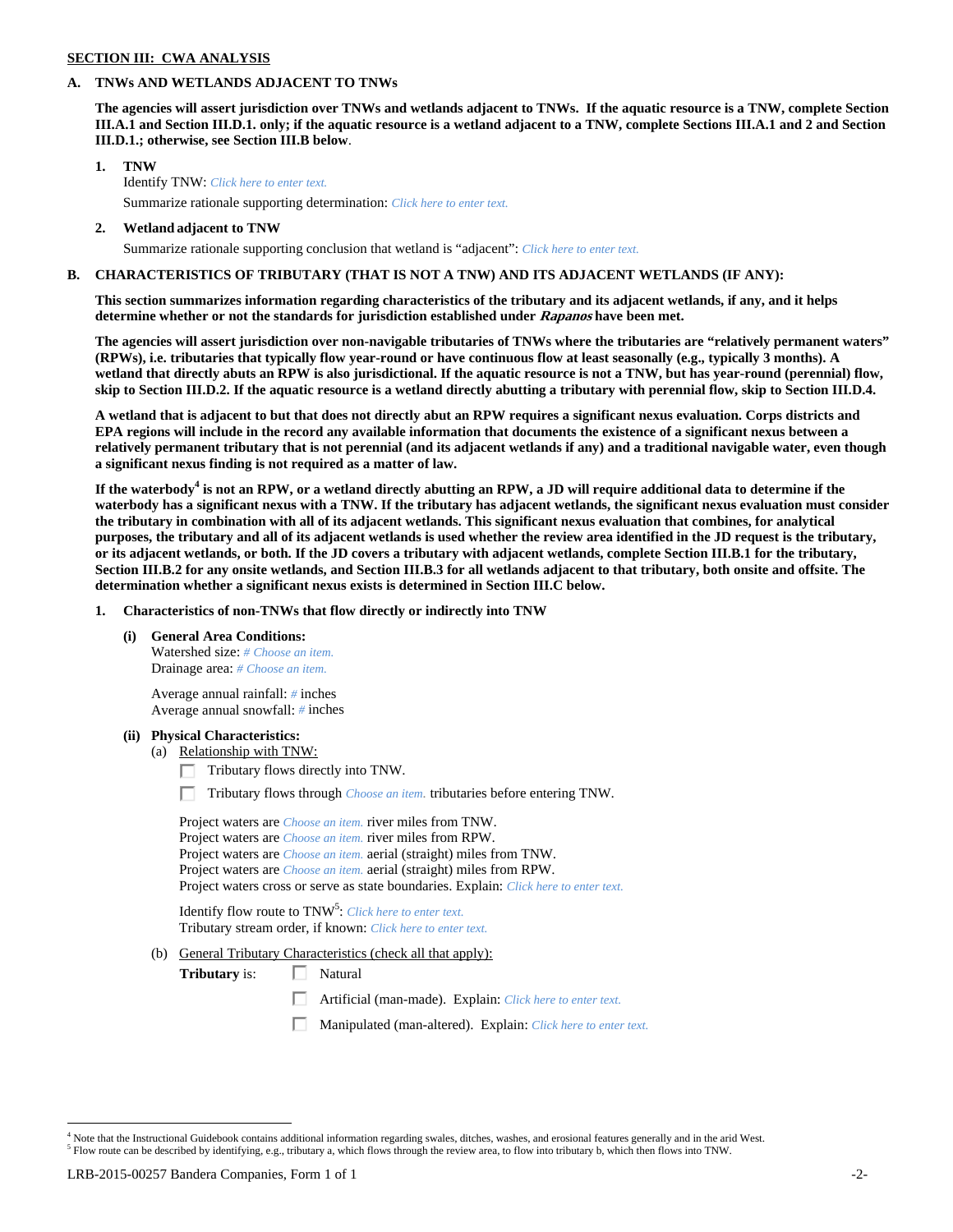## SECTION III: CWA ANALYSIS

**A. TNWs AND WETLANDS ADJACENT TO TNWs**

**The agencies will assert jurisdiction over TNWs and wetlands adjacent to TNWs. If the aquatic resource is a TNW, complete Section III.A.1 and Section III.D.1. only; if the aquatic resource is a wetland adjacent to a TNW, complete Sections III.A.1 and 2 and Section III.D.1.; otherwise, see Section III.B below**.

**1. TNW**
Identify TNW: *Click here to enter text.*
Summarize rationale supporting determination: *Click here to enter text.*

**2. Wetland adjacent to TNW**
Summarize rationale supporting conclusion that wetland is "adjacent": *Click here to enter text.*

**B. CHARACTERISTICS OF TRIBUTARY (THAT IS NOT A TNW) AND ITS ADJACENT WETLANDS (IF ANY):**

**This section summarizes information regarding characteristics of the tributary and its adjacent wetlands, if any, and it helps determine whether or not the standards for jurisdiction established under *Rapanos* have been met.**

**The agencies will assert jurisdiction over non-navigable tributaries of TNWs where the tributaries are "relatively permanent waters" (RPWs), i.e. tributaries that typically flow year-round or have continuous flow at least seasonally (e.g., typically 3 months). A wetland that directly abuts an RPW is also jurisdictional. If the aquatic resource is not a TNW, but has year-round (perennial) flow, skip to Section III.D.2. If the aquatic resource is a wetland directly abutting a tributary with perennial flow, skip to Section III.D.4.**

**A wetland that is adjacent to but that does not directly abut an RPW requires a significant nexus evaluation. Corps districts and EPA regions will include in the record any available information that documents the existence of a significant nexus between a relatively permanent tributary that is not perennial (and its adjacent wetlands if any) and a traditional navigable water, even though a significant nexus finding is not required as a matter of law.**

**If the waterbody[4] is not an RPW, or a wetland directly abutting an RPW, a JD will require additional data to determine if the waterbody has a significant nexus with a TNW. If the tributary has adjacent wetlands, the significant nexus evaluation must consider the tributary in combination with all of its adjacent wetlands. This significant nexus evaluation that combines, for analytical purposes, the tributary and all of its adjacent wetlands is used whether the review area identified in the JD request is the tributary, or its adjacent wetlands, or both. If the JD covers a tributary with adjacent wetlands, complete Section III.B.1 for the tributary, Section III.B.2 for any onsite wetlands, and Section III.B.3 for all wetlands adjacent to that tributary, both onsite and offsite. The determination whether a significant nexus exists is determined in Section III.C below.**

**1. Characteristics of non-TNWs that flow directly or indirectly into TNW**

**(i) General Area Conditions:**
Watershed size: *# Choose an item.*
Drainage area: *# Choose an item.*

Average annual rainfall: *#* inches
Average annual snowfall: *#* inches

**(ii) Physical Characteristics:**

(a) Relationship with TNW:

☐ Tributary flows directly into TNW.

☐ Tributary flows through *Choose an item.* tributaries before entering TNW.

Project waters are *Choose an item.* river miles from TNW.
Project waters are *Choose an item.* river miles from RPW.
Project waters are *Choose an item.* aerial (straight) miles from TNW.
Project waters are *Choose an item.* aerial (straight) miles from RPW.
Project waters cross or serve as state boundaries. Explain: *Click here to enter text.*

Identify flow route to TNW[5]: *Click here to enter text.*
Tributary stream order, if known: *Click here to enter text.*

(b) General Tributary Characteristics (check all that apply):

**Tributary** is:
☐ Natural
☐ Artificial (man-made). Explain: *Click here to enter text.*
☐ Manipulated (man-altered). Explain: *Click here to enter text.*

---

[4] Note that the Instructional Guidebook contains additional information regarding swales, ditches, washes, and erosional features generally and in the arid West.
[5] Flow route can be described by identifying, e.g., tributary a, which flows through the review area, to flow into tributary b, which then flows into TNW.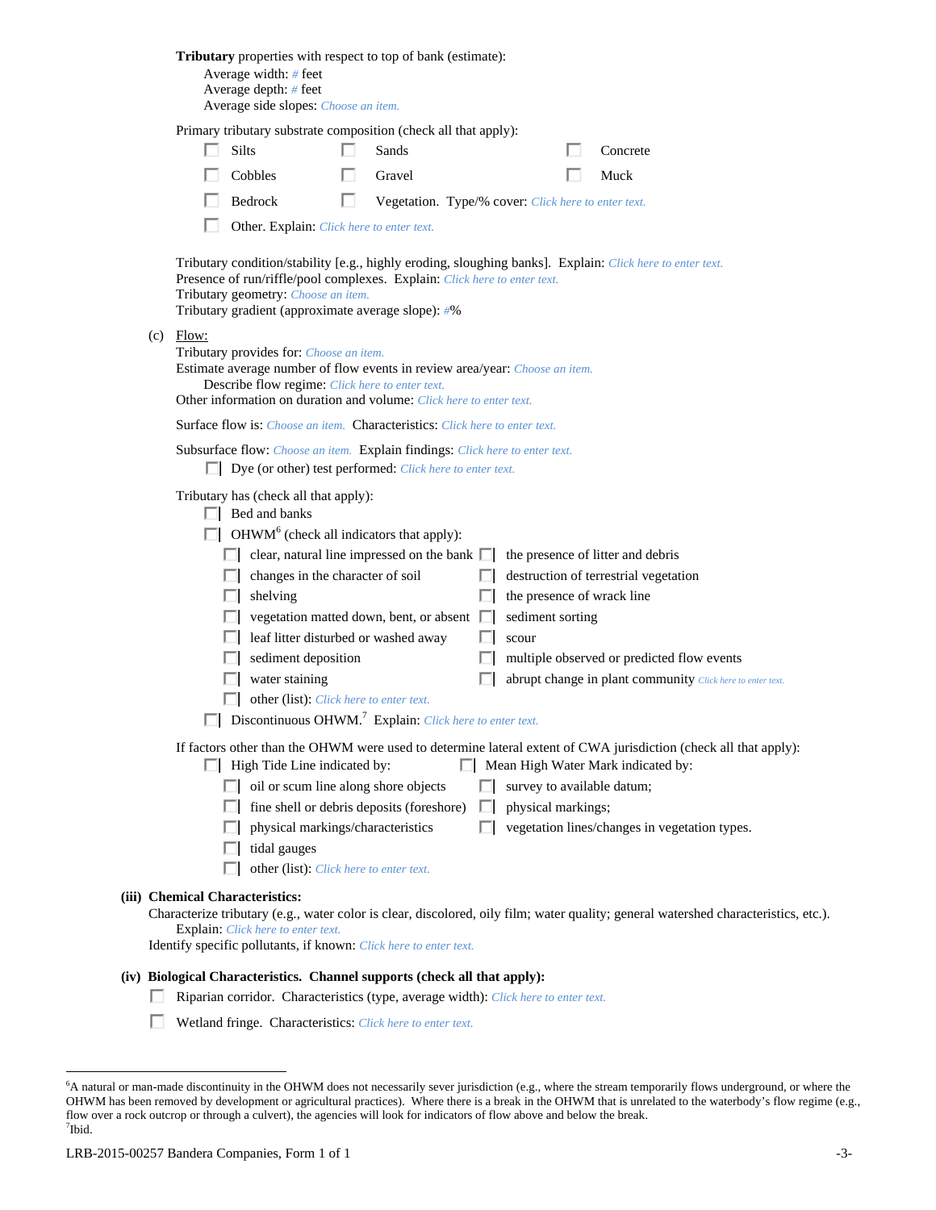**Tributary** properties with respect to top of bank (estimate):

Average width: # feet
Average depth: # feet
Average side slopes: Choose an item.

Primary tributary substrate composition (check all that apply):

- ☐ Silts
- ☐ Sands
- ☐ Concrete
- ☐ Cobbles
- ☐ Gravel
- ☐ Muck
- ☐ Bedrock
- ☐ Vegetation. Type/% cover: Click here to enter text.
- ☐ Other. Explain: Click here to enter text.

Tributary condition/stability [e.g., highly eroding, sloughing banks]. Explain: Click here to enter text.
Presence of run/riffle/pool complexes. Explain: Click here to enter text.
Tributary geometry: Choose an item.
Tributary gradient (approximate average slope): #%

(c) Flow:

Tributary provides for: Choose an item.
Estimate average number of flow events in review area/year: Choose an item.
Describe flow regime: Click here to enter text.
Other information on duration and volume: Click here to enter text.

Surface flow is: Choose an item. Characteristics: Click here to enter text.

Subsurface flow: Choose an item. Explain findings: Click here to enter text.

- ☐ Dye (or other) test performed: Click here to enter text.

Tributary has (check all that apply):

- ☐ Bed and banks
- ☐ OHWM[6] (check all indicators that apply):
  - ☐ clear, natural line impressed on the bank
  - ☐ changes in the character of soil
  - ☐ shelving
  - ☐ vegetation matted down, bent, or absent
  - ☐ leaf litter disturbed or washed away
  - ☐ sediment deposition
  - ☐ water staining
  - ☐ other (list): Click here to enter text.
  - ☐ the presence of litter and debris
  - ☐ destruction of terrestrial vegetation
  - ☐ the presence of wrack line
  - ☐ sediment sorting
  - ☐ scour
  - ☐ multiple observed or predicted flow events
  - ☐ abrupt change in plant community Click here to enter text.
- ☐ Discontinuous OHWM.[7] Explain: Click here to enter text.

If factors other than the OHWM were used to determine lateral extent of CWA jurisdiction (check all that apply):

- ☐ High Tide Line indicated by:
  - ☐ oil or scum line along shore objects
  - ☐ fine shell or debris deposits (foreshore)
  - ☐ physical markings/characteristics
  - ☐ tidal gauges
  - ☐ other (list): Click here to enter text.
- ☐ Mean High Water Mark indicated by:
  - ☐ survey to available datum;
  - ☐ physical markings;
  - ☐ vegetation lines/changes in vegetation types.

**(iii) Chemical Characteristics:**

Characterize tributary (e.g., water color is clear, discolored, oily film; water quality; general watershed characteristics, etc.).
Explain: Click here to enter text.
Identify specific pollutants, if known: Click here to enter text.

**(iv) Biological Characteristics. Channel supports (check all that apply):**

- ☐ Riparian corridor. Characteristics (type, average width): Click here to enter text.
- ☐ Wetland fringe. Characteristics: Click here to enter text.

---

[6] A natural or man-made discontinuity in the OHWM does not necessarily sever jurisdiction (e.g., where the stream temporarily flows underground, or where the OHWM has been removed by development or agricultural practices). Where there is a break in the OHWM that is unrelated to the waterbody's flow regime (e.g., flow over a rock outcrop or through a culvert), the agencies will look for indicators of flow above and below the break.

[7] Ibid.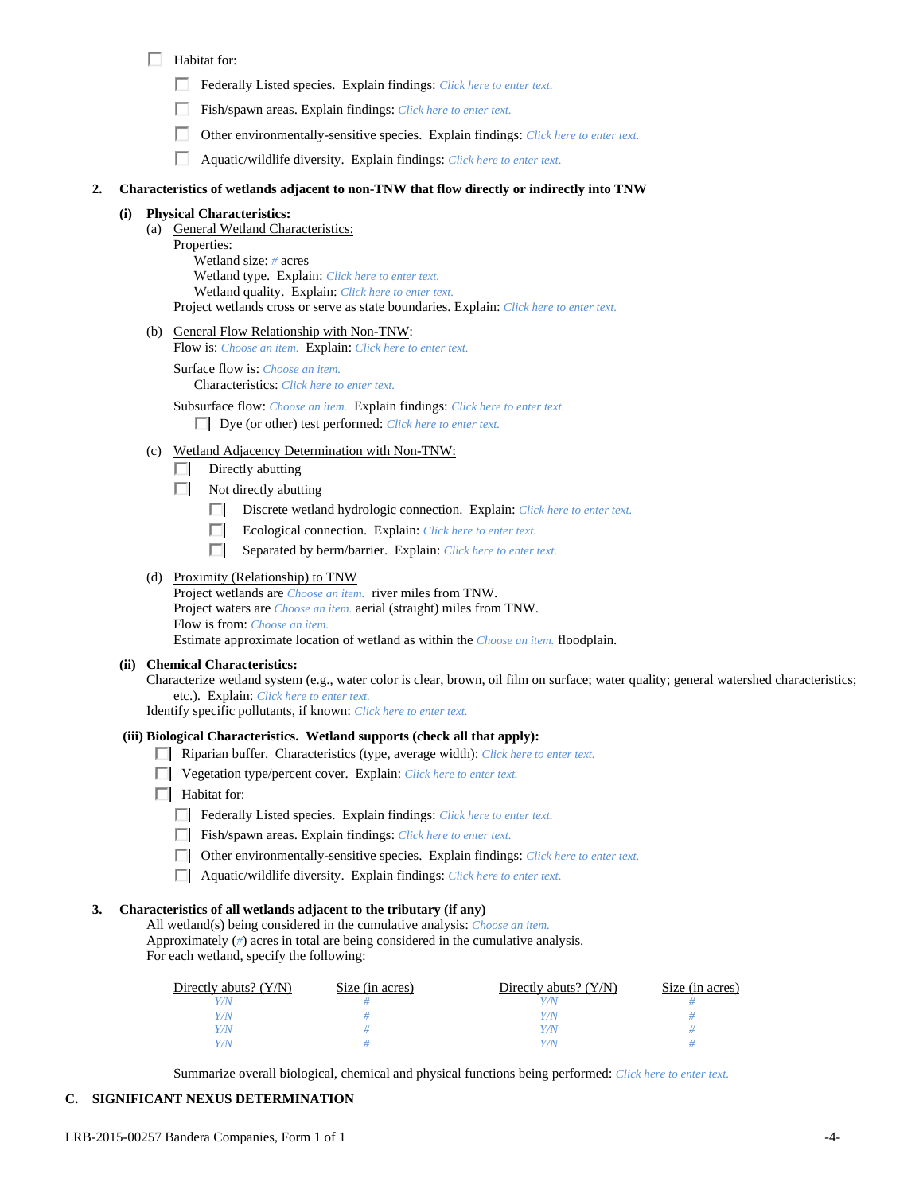- ☐ Habitat for:
  - ☐ Federally Listed species. Explain findings: *Click here to enter text.*
  - ☐ Fish/spawn areas. Explain findings: *Click here to enter text.*
  - ☐ Other environmentally-sensitive species. Explain findings: *Click here to enter text.*
  - ☐ Aquatic/wildlife diversity. Explain findings: *Click here to enter text.*

**2. Characteristics of wetlands adjacent to non-TNW that flow directly or indirectly into TNW**

**(i) Physical Characteristics:**

(a) General Wetland Characteristics:

Properties:

Wetland size: *#* acres

Wetland type. Explain: *Click here to enter text.*

Wetland quality. Explain: *Click here to enter text.*

Project wetlands cross or serve as state boundaries. Explain: *Click here to enter text.*

(b) General Flow Relationship with Non-TNW:

Flow is: *Choose an item.* Explain: *Click here to enter text.*

Surface flow is: *Choose an item.*

Characteristics: *Click here to enter text.*

Subsurface flow: *Choose an item.* Explain findings: *Click here to enter text.*

☐ Dye (or other) test performed: *Click here to enter text.*

(c) Wetland Adjacency Determination with Non-TNW:

- ☐ Directly abutting
- ☐ Not directly abutting
  - ☐ Discrete wetland hydrologic connection. Explain: *Click here to enter text.*
  - ☐ Ecological connection. Explain: *Click here to enter text.*
  - ☐ Separated by berm/barrier. Explain: *Click here to enter text.*

(d) Proximity (Relationship) to TNW

Project wetlands are *Choose an item.* river miles from TNW.

Project waters are *Choose an item.* aerial (straight) miles from TNW.

Flow is from: *Choose an item.*

Estimate approximate location of wetland as within the *Choose an item.* floodplain.

**(ii) Chemical Characteristics:**

Characterize wetland system (e.g., water color is clear, brown, oil film on surface; water quality; general watershed characteristics; etc.). Explain: *Click here to enter text.*

Identify specific pollutants, if known: *Click here to enter text.*

**(iii) Biological Characteristics. Wetland supports (check all that apply):**

- ☐ Riparian buffer. Characteristics (type, average width): *Click here to enter text.*
- ☐ Vegetation type/percent cover. Explain: *Click here to enter text.*
- ☐ Habitat for:
  - ☐ Federally Listed species. Explain findings: *Click here to enter text.*
  - ☐ Fish/spawn areas. Explain findings: *Click here to enter text.*
  - ☐ Other environmentally-sensitive species. Explain findings: *Click here to enter text.*
  - ☐ Aquatic/wildlife diversity. Explain findings: *Click here to enter text.*

**3. Characteristics of all wetlands adjacent to the tributary (if any)**

All wetland(s) being considered in the cumulative analysis: *Choose an item.*

Approximately (*#*) acres in total are being considered in the cumulative analysis.

For each wetland, specify the following:

| Directly abuts? (Y/N) | Size (in acres) | Directly abuts? (Y/N) | Size (in acres) |
|---|---|---|---|
| *Y/N* | *#* | *Y/N* | *#* |
| *Y/N* | *#* | *Y/N* | *#* |
| *Y/N* | *#* | *Y/N* | *#* |
| *Y/N* | *#* | *Y/N* | *#* |

Summarize overall biological, chemical and physical functions being performed: *Click here to enter text.*

**C. SIGNIFICANT NEXUS DETERMINATION**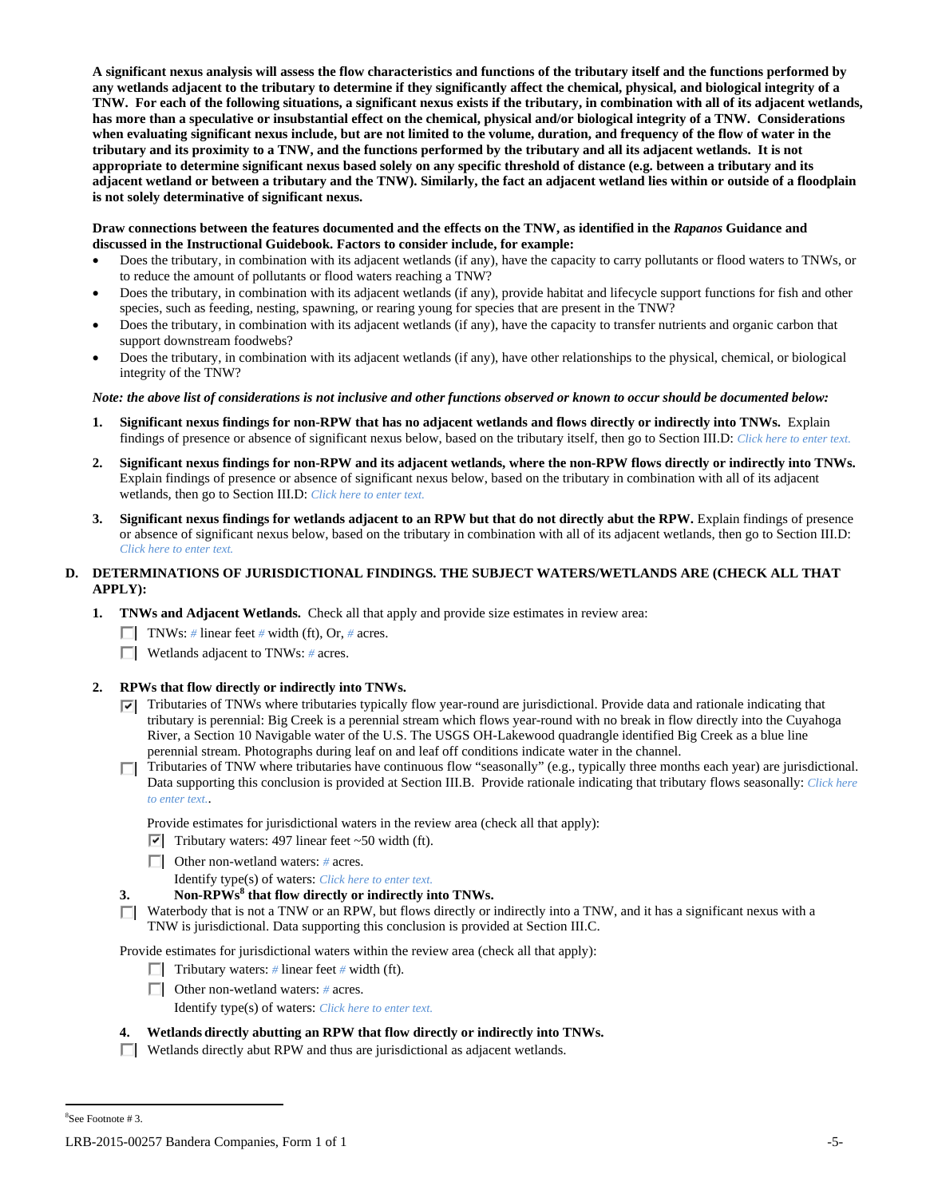**A significant nexus analysis will assess the flow characteristics and functions of the tributary itself and the functions performed by any wetlands adjacent to the tributary to determine if they significantly affect the chemical, physical, and biological integrity of a TNW. For each of the following situations, a significant nexus exists if the tributary, in combination with all of its adjacent wetlands, has more than a speculative or insubstantial effect on the chemical, physical and/or biological integrity of a TNW. Considerations when evaluating significant nexus include, but are not limited to the volume, duration, and frequency of the flow of water in the tributary and its proximity to a TNW, and the functions performed by the tributary and all its adjacent wetlands. It is not appropriate to determine significant nexus based solely on any specific threshold of distance (e.g. between a tributary and its adjacent wetland or between a tributary and the TNW). Similarly, the fact an adjacent wetland lies within or outside of a floodplain is not solely determinative of significant nexus.**

**Draw connections between the features documented and the effects on the TNW, as identified in the *Rapanos* Guidance and discussed in the Instructional Guidebook. Factors to consider include, for example:**

- Does the tributary, in combination with its adjacent wetlands (if any), have the capacity to carry pollutants or flood waters to TNWs, or to reduce the amount of pollutants or flood waters reaching a TNW?
- Does the tributary, in combination with its adjacent wetlands (if any), provide habitat and lifecycle support functions for fish and other species, such as feeding, nesting, spawning, or rearing young for species that are present in the TNW?
- Does the tributary, in combination with its adjacent wetlands (if any), have the capacity to transfer nutrients and organic carbon that support downstream foodwebs?
- Does the tributary, in combination with its adjacent wetlands (if any), have other relationships to the physical, chemical, or biological integrity of the TNW?

***Note: the above list of considerations is not inclusive and other functions observed or known to occur should be documented below:***

1. **Significant nexus findings for non-RPW that has no adjacent wetlands and flows directly or indirectly into TNWs.** Explain findings of presence or absence of significant nexus below, based on the tributary itself, then go to Section III.D: *Click here to enter text.*

2. **Significant nexus findings for non-RPW and its adjacent wetlands, where the non-RPW flows directly or indirectly into TNWs.** Explain findings of presence or absence of significant nexus below, based on the tributary in combination with all of its adjacent wetlands, then go to Section III.D: *Click here to enter text.*

3. **Significant nexus findings for wetlands adjacent to an RPW but that do not directly abut the RPW.** Explain findings of presence or absence of significant nexus below, based on the tributary in combination with all of its adjacent wetlands, then go to Section III.D: *Click here to enter text.*

## D. DETERMINATIONS OF JURISDICTIONAL FINDINGS. THE SUBJECT WATERS/WETLANDS ARE (CHECK ALL THAT APPLY):

1. **TNWs and Adjacent Wetlands.** Check all that apply and provide size estimates in review area:

   ☐ TNWs: # linear feet # width (ft), Or, # acres.

   ☐ Wetlands adjacent to TNWs: # acres.

2. **RPWs that flow directly or indirectly into TNWs.**

   ☑ Tributaries of TNWs where tributaries typically flow year-round are jurisdictional. Provide data and rationale indicating that tributary is perennial: Big Creek is a perennial stream which flows year-round with no break in flow directly into the Cuyahoga River, a Section 10 Navigable water of the U.S. The USGS OH-Lakewood quadrangle identified Big Creek as a blue line perennial stream. Photographs during leaf on and leaf off conditions indicate water in the channel.

   ☐ Tributaries of TNW where tributaries have continuous flow "seasonally" (e.g., typically three months each year) are jurisdictional. Data supporting this conclusion is provided at Section III.B. Provide rationale indicating that tributary flows seasonally: *Click here to enter text.*.

   Provide estimates for jurisdictional waters in the review area (check all that apply):

   ☑ Tributary waters: 497 linear feet ~50 width (ft).

   ☐ Other non-wetland waters: # acres.

   Identify type(s) of waters: *Click here to enter text.*

3. **Non-RPWs[8] that flow directly or indirectly into TNWs.**

   ☐ Waterbody that is not a TNW or an RPW, but flows directly or indirectly into a TNW, and it has a significant nexus with a TNW is jurisdictional. Data supporting this conclusion is provided at Section III.C.

   Provide estimates for jurisdictional waters within the review area (check all that apply):

   ☐ Tributary waters: # linear feet # width (ft).

   ☐ Other non-wetland waters: # acres.

   Identify type(s) of waters: *Click here to enter text.*

4. **Wetlands directly abutting an RPW that flow directly or indirectly into TNWs.**

   ☐ Wetlands directly abut RPW and thus are jurisdictional as adjacent wetlands.

---

[8]See Footnote # 3.

LRB-2015-00257 Bandera Companies, Form 1 of 1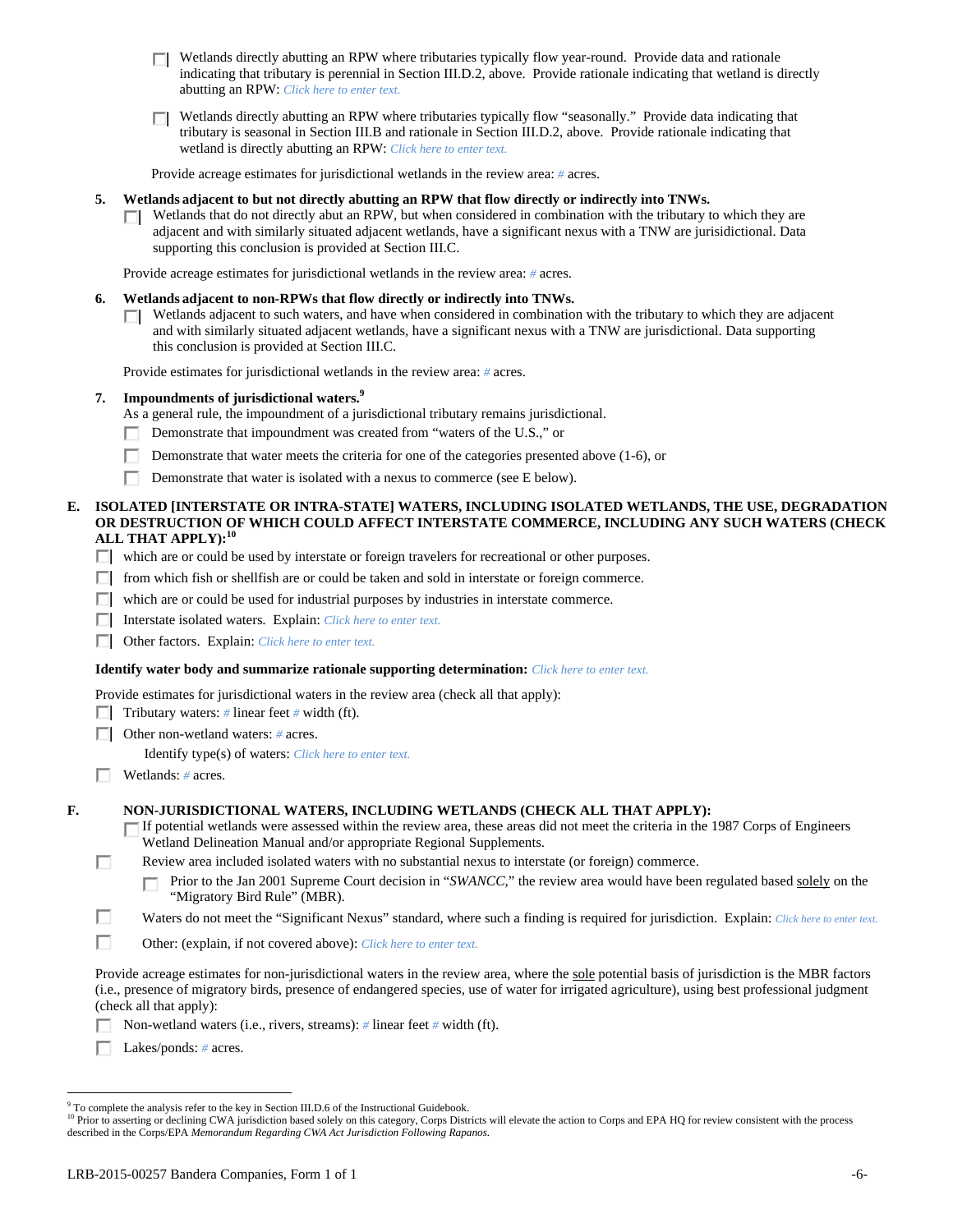☐ Wetlands directly abutting an RPW where tributaries typically flow year-round. Provide data and rationale indicating that tributary is perennial in Section III.D.2, above. Provide rationale indicating that wetland is directly abutting an RPW: *Click here to enter text.*

☐ Wetlands directly abutting an RPW where tributaries typically flow "seasonally." Provide data indicating that tributary is seasonal in Section III.B and rationale in Section III.D.2, above. Provide rationale indicating that wetland is directly abutting an RPW: *Click here to enter text.*

Provide acreage estimates for jurisdictional wetlands in the review area: *#* acres.

**5. Wetlands adjacent to but not directly abutting an RPW that flow directly or indirectly into TNWs.**

☐ Wetlands that do not directly abut an RPW, but when considered in combination with the tributary to which they are adjacent and with similarly situated adjacent wetlands, have a significant nexus with a TNW are jurisdictional. Data supporting this conclusion is provided at Section III.C.

Provide acreage estimates for jurisdictional wetlands in the review area: *#* acres.

**6. Wetlands adjacent to non-RPWs that flow directly or indirectly into TNWs.**

☐ Wetlands adjacent to such waters, and have when considered in combination with the tributary to which they are adjacent and with similarly situated adjacent wetlands, have a significant nexus with a TNW are jurisdictional. Data supporting this conclusion is provided at Section III.C.

Provide estimates for jurisdictional wetlands in the review area: *#* acres.

**7. Impoundments of jurisdictional waters.**[9]

As a general rule, the impoundment of a jurisdictional tributary remains jurisdictional.

☐ Demonstrate that impoundment was created from "waters of the U.S.," or

☐ Demonstrate that water meets the criteria for one of the categories presented above (1-6), or

☐ Demonstrate that water is isolated with a nexus to commerce (see E below).

**E. ISOLATED [INTERSTATE OR INTRA-STATE] WATERS, INCLUDING ISOLATED WETLANDS, THE USE, DEGRADATION OR DESTRUCTION OF WHICH COULD AFFECT INTERSTATE COMMERCE, INCLUDING ANY SUCH WATERS (CHECK ALL THAT APPLY):**[10]

☐ which are or could be used by interstate or foreign travelers for recreational or other purposes.

☐ from which fish or shellfish are or could be taken and sold in interstate or foreign commerce.

☐ which are or could be used for industrial purposes by industries in interstate commerce.

☐ Interstate isolated waters. Explain: *Click here to enter text.*

☐ Other factors. Explain: *Click here to enter text.*

**Identify water body and summarize rationale supporting determination:** *Click here to enter text.*

Provide estimates for jurisdictional waters in the review area (check all that apply):

☐ Tributary waters: *#* linear feet *#* width (ft).

☐ Other non-wetland waters: *#* acres.

Identify type(s) of waters: *Click here to enter text.*

☐ Wetlands: *#* acres.

**F. NON-JURISDICTIONAL WATERS, INCLUDING WETLANDS (CHECK ALL THAT APPLY):**

☐ If potential wetlands were assessed within the review area, these areas did not meet the criteria in the 1987 Corps of Engineers Wetland Delineation Manual and/or appropriate Regional Supplements.

☐ Review area included isolated waters with no substantial nexus to interstate (or foreign) commerce.

☐ Prior to the Jan 2001 Supreme Court decision in "*SWANCC*," the review area would have been regulated based solely on the "Migratory Bird Rule" (MBR).

☐ Waters do not meet the "Significant Nexus" standard, where such a finding is required for jurisdiction. Explain: *Click here to enter text.*

☐ Other: (explain, if not covered above): *Click here to enter text.*

Provide acreage estimates for non-jurisdictional waters in the review area, where the sole potential basis of jurisdiction is the MBR factors (i.e., presence of migratory birds, presence of endangered species, use of water for irrigated agriculture), using best professional judgment (check all that apply):

☐ Non-wetland waters (i.e., rivers, streams): *#* linear feet *#* width (ft).

☐ Lakes/ponds: *#* acres.

---

[9] To complete the analysis refer to the key in Section III.D.6 of the Instructional Guidebook.

[10] Prior to asserting or declining CWA jurisdiction based solely on this category, Corps Districts will elevate the action to Corps and EPA HQ for review consistent with the process described in the Corps/EPA *Memorandum Regarding CWA Act Jurisdiction Following Rapanos.*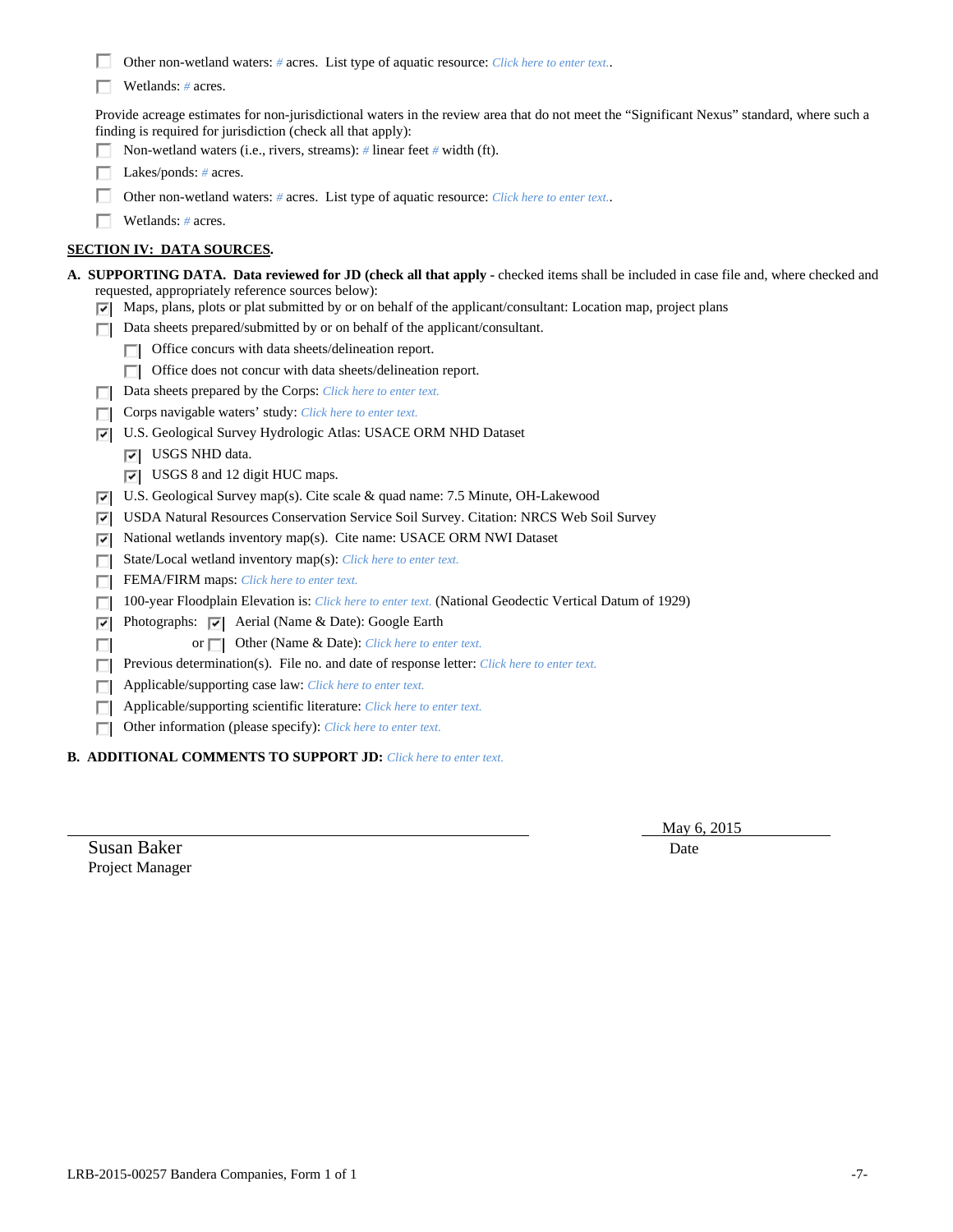- ☐ Other non-wetland waters: # acres. List type of aquatic resource: Click here to enter text..
- ☐ Wetlands: # acres.

Provide acreage estimates for non-jurisdictional waters in the review area that do not meet the "Significant Nexus" standard, where such a finding is required for jurisdiction (check all that apply):

- ☐ Non-wetland waters (i.e., rivers, streams): # linear feet # width (ft).
- ☐ Lakes/ponds: # acres.
- ☐ Other non-wetland waters: # acres. List type of aquatic resource: Click here to enter text..
- ☐ Wetlands: # acres.

## SECTION IV: DATA SOURCES.

**A. SUPPORTING DATA. Data reviewed for JD (check all that apply** - checked items shall be included in case file and, where checked and requested, appropriately reference sources below):

- ☑ Maps, plans, plots or plat submitted by or on behalf of the applicant/consultant: Location map, project plans
- ☐ Data sheets prepared/submitted by or on behalf of the applicant/consultant.
  - ☐ Office concurs with data sheets/delineation report.
  - ☐ Office does not concur with data sheets/delineation report.
- ☐ Data sheets prepared by the Corps: Click here to enter text.
- ☐ Corps navigable waters' study: Click here to enter text.
- ☑ U.S. Geological Survey Hydrologic Atlas: USACE ORM NHD Dataset
  - ☑ USGS NHD data.
  - ☑ USGS 8 and 12 digit HUC maps.
- ☑ U.S. Geological Survey map(s). Cite scale & quad name: 7.5 Minute, OH-Lakewood
- ☑ USDA Natural Resources Conservation Service Soil Survey. Citation: NRCS Web Soil Survey
- ☑ National wetlands inventory map(s). Cite name: USACE ORM NWI Dataset
- ☐ State/Local wetland inventory map(s): Click here to enter text.
- ☐ FEMA/FIRM maps: Click here to enter text.
- ☐ 100-year Floodplain Elevation is: Click here to enter text. (National Geodectic Vertical Datum of 1929)
- ☑ Photographs: ☑ Aerial (Name & Date): Google Earth
- ☐ or ☐ Other (Name & Date): Click here to enter text.
- ☐ Previous determination(s). File no. and date of response letter: Click here to enter text.
- ☐ Applicable/supporting case law: Click here to enter text.
- ☐ Applicable/supporting scientific literature: Click here to enter text.
- ☐ Other information (please specify): Click here to enter text.

**B. ADDITIONAL COMMENTS TO SUPPORT JD:** Click here to enter text.

Susan Baker
Project Manager

May 6, 2015
Date